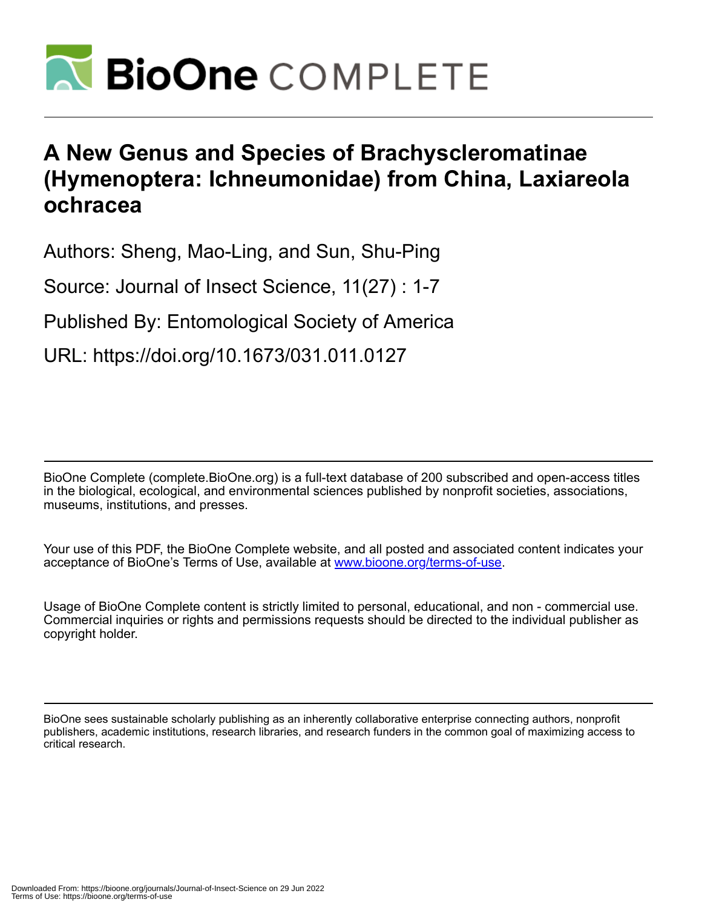# A New Genus and Species of Brachyscleromatinae (Hymenoptera: Ichneumonidae) from China, Laxiareola ochracea

Authors: Sheng, Mao-Ling, and Sun, Shu-Ping

Source: Journal of Insect Science, 11(27) : 1-7

Published By: Entomological Society of America

URL: https://doi.org/10.1673/031.011.0127

BioOne Complete (complete.BioOne.org) is a full-text database of 200 subscribed and open-access titles in the biological, ecological, and environmental sciences published by nonprofit societies, associations, museums, institutions, and presses.

Your use of this PDF, the BioOne Complete website, and all posted and associated content indicates your acceptance of BioOne's Terms of Use, available at www.bioone.org/terms-of-use.

Usage of BioOne Complete content is strictly limited to personal, educational, and non - commercial use. Commercial inquiries or rights and permissions requests should be directed to the individual publisher as copyright holder.

BioOne sees sustainable scholarly publishing as an inherently collaborative enterprise connecting authors, nonprofit publishers, academic institutions, research libraries, and research funders in the common goal of maximizing access to critical research.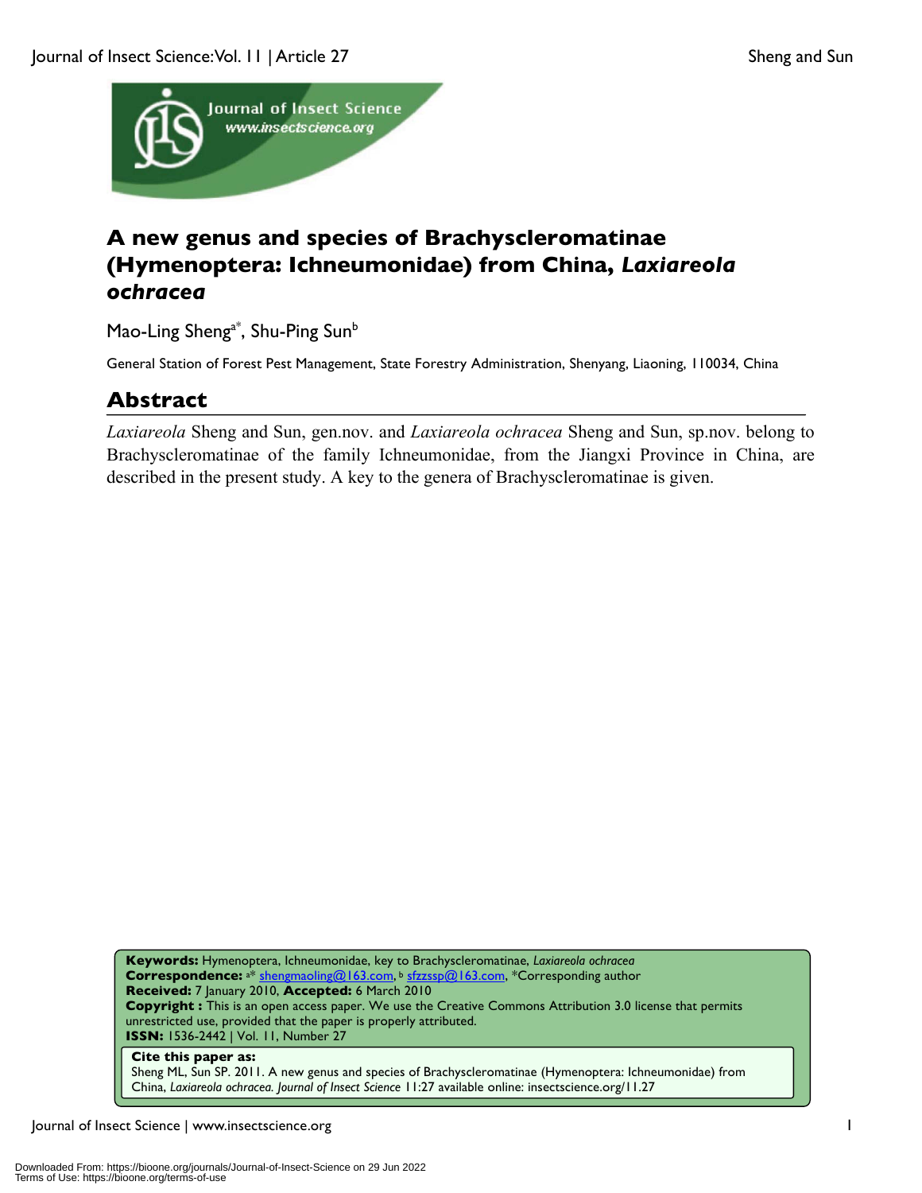# A new genus and species of Brachyscleromatinae (Hymenoptera: Ichneumonidae) from China, *Laxiareola ochracea*

Mao-Ling Sheng[a*], Shu-Ping Sun[b]

General Station of Forest Pest Management, State Forestry Administration, Shenyang, Liaoning, 110034, China

## Abstract

*Laxiareola* Sheng and Sun, gen.nov. and *Laxiareola ochracea* Sheng and Sun, sp.nov. belong to Brachyscleromatinae of the family Ichneumonidae, from the Jiangxi Province in China, are described in the present study. A key to the genera of Brachyscleromatinae is given.

**Keywords:** Hymenoptera, Ichneumonidae, key to Brachyscleromatinae, *Laxiareola ochracea*
**Correspondence:** [a*] shengmaoling@163.com, [b] sfzzssp@163.com, *Corresponding author
**Received:** 7 January 2010, **Accepted:** 6 March 2010
**Copyright :** This is an open access paper. We use the Creative Commons Attribution 3.0 license that permits unrestricted use, provided that the paper is properly attributed.
**ISSN:** 1536-2442 | Vol. 11, Number 27

**Cite this paper as:**
Sheng ML, Sun SP. 2011. A new genus and species of Brachyscleromatinae (Hymenoptera: Ichneumonidae) from China, *Laxiareola ochracea. Journal of Insect Science* 11:27 available online: insectscience.org/11.27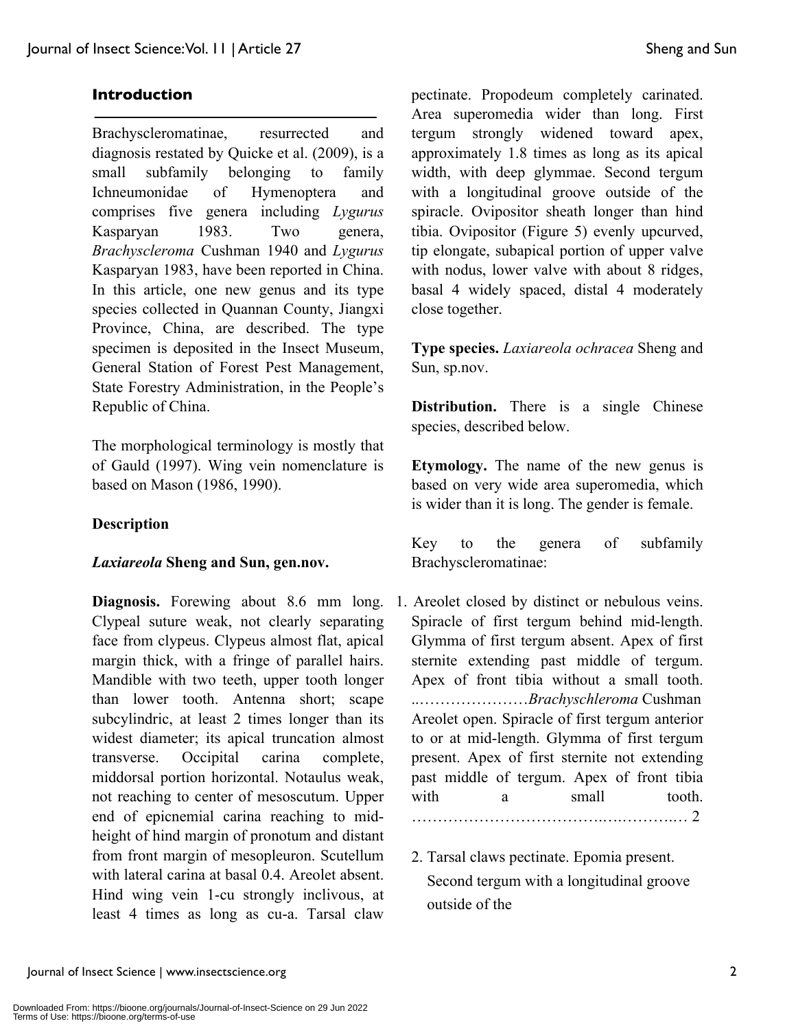## Introduction

Brachyscleromatinae, resurrected and diagnosis restated by Quicke et al. (2009), is a small subfamily belonging to family Ichneumonidae of Hymenoptera and comprises five genera including *Lygurus* Kasparyan 1983. Two genera, *Brachyscleroma* Cushman 1940 and *Lygurus* Kasparyan 1983, have been reported in China. In this article, one new genus and its type species collected in Quannan County, Jiangxi Province, China, are described. The type specimen is deposited in the Insect Museum, General Station of Forest Pest Management, State Forestry Administration, in the People's Republic of China.

The morphological terminology is mostly that of Gauld (1997). Wing vein nomenclature is based on Mason (1986, 1990).

## Description

### *Laxiareola* Sheng and Sun, gen.nov.

**Diagnosis.** Forewing about 8.6 mm long. Clypeal suture weak, not clearly separating face from clypeus. Clypeus almost flat, apical margin thick, with a fringe of parallel hairs. Mandible with two teeth, upper tooth longer than lower tooth. Antenna short; scape subcylindric, at least 2 times longer than its widest diameter; its apical truncation almost transverse. Occipital carina complete, middorsal portion horizontal. Notaulus weak, not reaching to center of mesoscutum. Upper end of epicnemial carina reaching to mid-height of hind margin of pronotum and distant from front margin of mesopleuron. Scutellum with lateral carina at basal 0.4. Areolet absent. Hind wing vein 1-cu strongly inclivous, at least 4 times as long as cu-a. Tarsal claw pectinate. Propodeum completely carinated. Area superomedia wider than long. First tergum strongly widened toward apex, approximately 1.8 times as long as its apical width, with deep glymmae. Second tergum with a longitudinal groove outside of the spiracle. Ovipositor sheath longer than hind tibia. Ovipositor (Figure 5) evenly upcurved, tip elongate, subapical portion of upper valve with nodus, lower valve with about 8 ridges, basal 4 widely spaced, distal 4 moderately close together.

**Type species.** *Laxiareola ochracea* Sheng and Sun, sp.nov.

**Distribution.** There is a single Chinese species, described below.

**Etymology.** The name of the new genus is based on very wide area superomedia, which is wider than it is long. The gender is female.

Key to the genera of subfamily Brachyscleromatinae:

1. Areolet closed by distinct or nebulous veins. Spiracle of first tergum behind mid-length. Glymma of first tergum absent. Apex of first sternite extending past middle of tergum. Apex of front tibia without a small tooth. ..…………………*Brachyschleroma* Cushman
   Areolet open. Spiracle of first tergum anterior to or at mid-length. Glymma of first tergum present. Apex of first sternite not extending past middle of tergum. Apex of front tibia with a small tooth. ……………………………..…..………..… 2

2. Tarsal claws pectinate. Epomia present. Second tergum with a longitudinal groove outside of the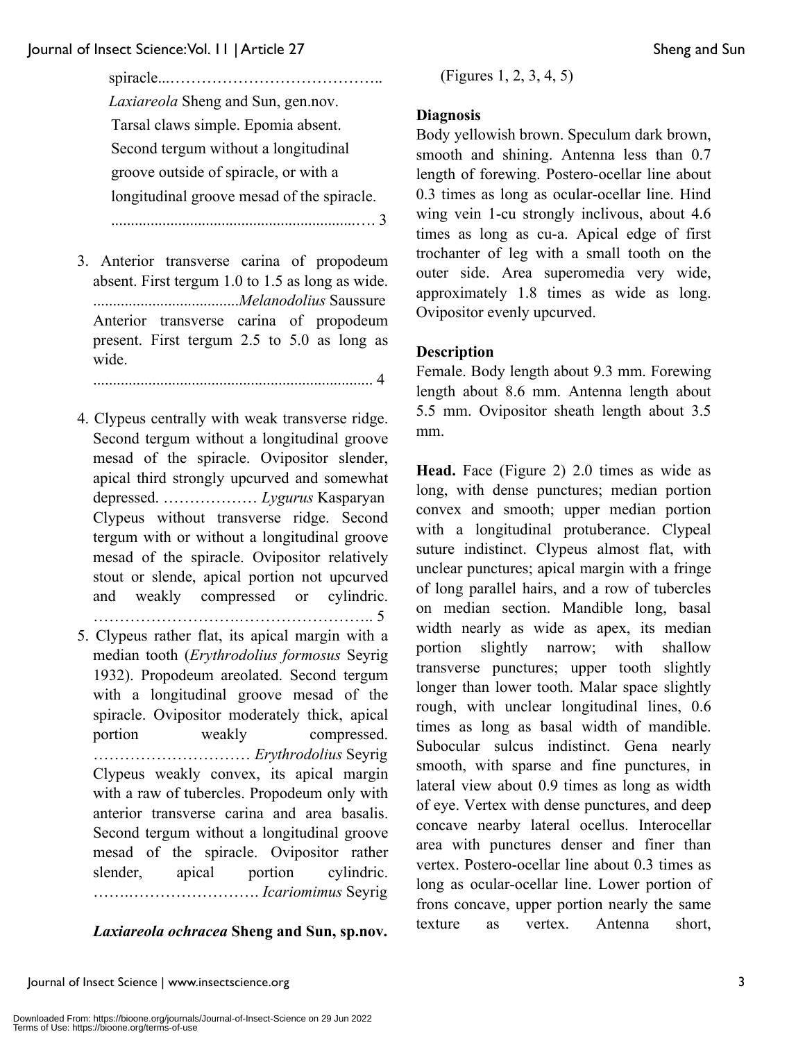spiracle...…………………………………..
*Laxiareola* Sheng and Sun, gen.nov.
Tarsal claws simple. Epomia absent. Second tergum without a longitudinal groove outside of spiracle, or with a longitudinal groove mesad of the spiracle. ..................................................................…. 3

3. Anterior transverse carina of propodeum absent. First tergum 1.0 to 1.5 as long as wide. .....................................*Melanodolius* Saussure
Anterior transverse carina of propodeum present. First tergum 2.5 to 5.0 as long as wide. ....................................................................... 4

4. Clypeus centrally with weak transverse ridge. Second tergum without a longitudinal groove mesad of the spiracle. Ovipositor slender, apical third strongly upcurved and somewhat depressed. ……………… *Lygurus* Kasparyan
Clypeus without transverse ridge. Second tergum with or without a longitudinal groove mesad of the spiracle. Ovipositor relatively stout or slende, apical portion not upcurved and weakly compressed or cylindric. ………………………..…………………….. 5

5. Clypeus rather flat, its apical margin with a median tooth (*Erythrodolius formosus* Seyrig 1932). Propodeum areolated. Second tergum with a longitudinal groove mesad of the spiracle. Ovipositor moderately thick, apical portion weakly compressed. …………….…………… *Erythrodolius* Seyrig
Clypeus weakly convex, its apical margin with a raw of tubercles. Propodeum only with anterior transverse carina and area basalis. Second tergum without a longitudinal groove mesad of the spiracle. Ovipositor rather slender, apical portion cylindric. ……..……………………. *Icariomimus* Seyrig

***Laxiareola ochracea*** **Sheng and Sun, sp.nov.**
(Figures 1, 2, 3, 4, 5)

### Diagnosis

Body yellowish brown. Speculum dark brown, smooth and shining. Antenna less than 0.7 length of forewing. Postero-ocellar line about 0.3 times as long as ocular-ocellar line. Hind wing vein 1-cu strongly inclivous, about 4.6 times as long as cu-a. Apical edge of first trochanter of leg with a small tooth on the outer side. Area superomedia very wide, approximately 1.8 times as wide as long. Ovipositor evenly upcurved.

### Description

Female. Body length about 9.3 mm. Forewing length about 8.6 mm. Antenna length about 5.5 mm. Ovipositor sheath length about 3.5 mm.

**Head.** Face (Figure 2) 2.0 times as wide as long, with dense punctures; median portion convex and smooth; upper median portion with a longitudinal protuberance. Clypeal suture indistinct. Clypeus almost flat, with unclear punctures; apical margin with a fringe of long parallel hairs, and a row of tubercles on median section. Mandible long, basal width nearly as wide as apex, its median portion slightly narrow; with shallow transverse punctures; upper tooth slightly longer than lower tooth. Malar space slightly rough, with unclear longitudinal lines, 0.6 times as long as basal width of mandible. Subocular sulcus indistinct. Gena nearly smooth, with sparse and fine punctures, in lateral view about 0.9 times as long as width of eye. Vertex with dense punctures, and deep concave nearby lateral ocellus. Interocellar area with punctures denser and finer than vertex. Postero-ocellar line about 0.3 times as long as ocular-ocellar line. Lower portion of frons concave, upper portion nearly the same texture as vertex. Antenna short,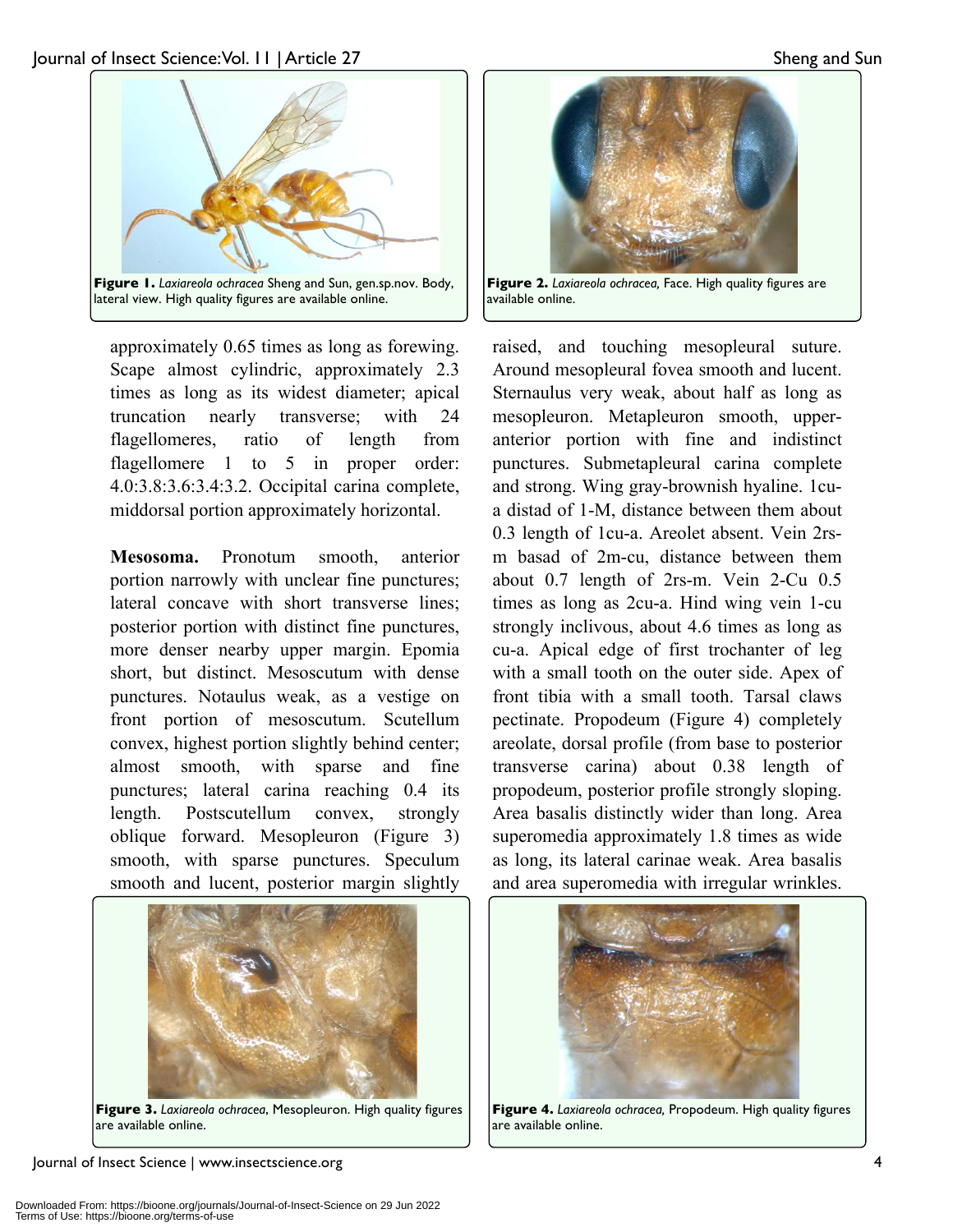**Figure 1.** *Laxiareola ochracea* Sheng and Sun, gen.sp.nov. Body, lateral view. High quality figures are available online.

**Figure 2.** *Laxiareola ochracea,* Face. High quality figures are available online.

approximately 0.65 times as long as forewing. Scape almost cylindric, approximately 2.3 times as long as its widest diameter; apical truncation nearly transverse; with 24 flagellomeres, ratio of length from flagellomere 1 to 5 in proper order: 4.0:3.8:3.6:3.4:3.2. Occipital carina complete, middorsal portion approximately horizontal.

**Mesosoma.** Pronotum smooth, anterior portion narrowly with unclear fine punctures; lateral concave with short transverse lines; posterior portion with distinct fine punctures, more denser nearby upper margin. Epomia short, but distinct. Mesoscutum with dense punctures. Notaulus weak, as a vestige on front portion of mesoscutum. Scutellum convex, highest portion slightly behind center; almost smooth, with sparse and fine punctures; lateral carina reaching 0.4 its length. Postscutellum convex, strongly oblique forward. Mesopleuron (Figure 3) smooth, with sparse punctures. Speculum smooth and lucent, posterior margin slightly raised, and touching mesopleural suture. Around mesopleural fovea smooth and lucent. Sternaulus very weak, about half as long as mesopleuron. Metapleuron smooth, upper-anterior portion with fine and indistinct punctures. Submetapleural carina complete and strong. Wing gray-brownish hyaline. 1cu-a distad of 1-M, distance between them about 0.3 length of 1cu-a. Areolet absent. Vein 2rs-m basad of 2m-cu, distance between them about 0.7 length of 2rs-m. Vein 2-Cu 0.5 times as long as 2cu-a. Hind wing vein 1-cu strongly inclivous, about 4.6 times as long as cu-a. Apical edge of first trochanter of leg with a small tooth on the outer side. Apex of front tibia with a small tooth. Tarsal claws pectinate. Propodeum (Figure 4) completely areolate, dorsal profile (from base to posterior transverse carina) about 0.38 length of propodeum, posterior profile strongly sloping. Area basalis distinctly wider than long. Area superomedia approximately 1.8 times as wide as long, its lateral carinae weak. Area basalis and area superomedia with irregular wrinkles.

**Figure 3.** *Laxiareola ochracea,* Mesopleuron. High quality figures are available online.

**Figure 4.** *Laxiareola ochracea,* Propodeum. High quality figures are available online.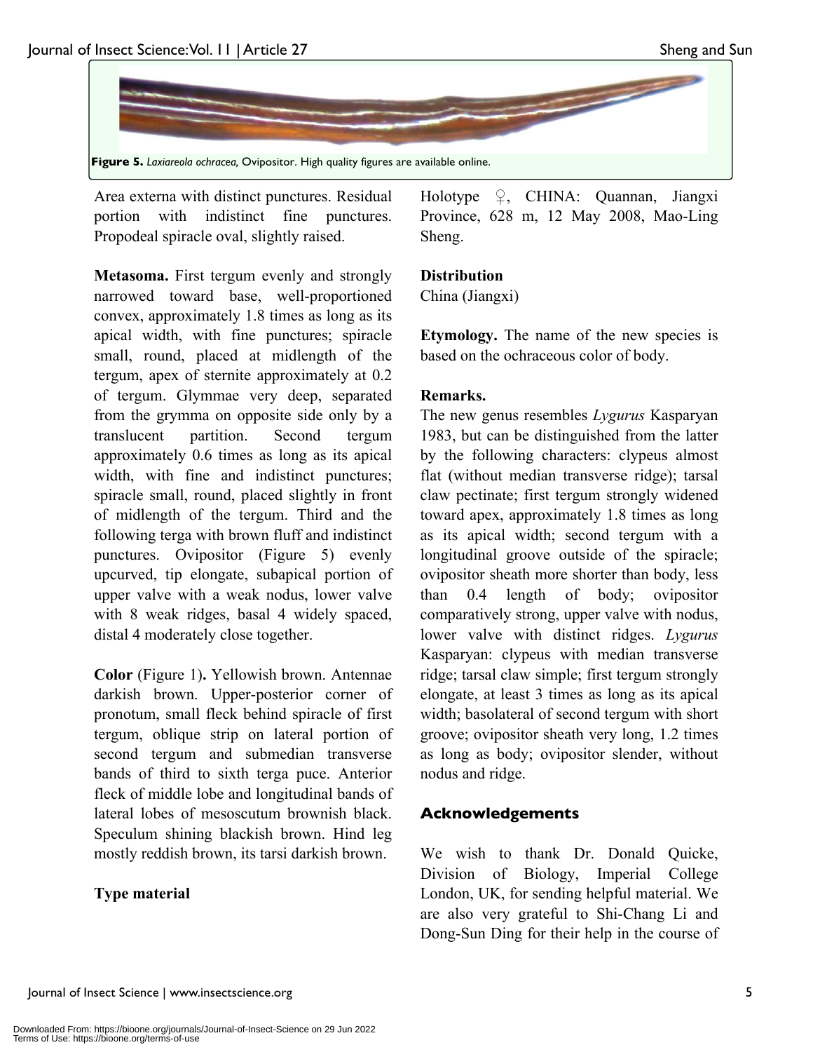**Figure 5.** *Laxiareola ochracea,* Ovipositor. High quality figures are available online.

Area externa with distinct punctures. Residual portion with indistinct fine punctures. Propodeal spiracle oval, slightly raised.

**Metasoma.** First tergum evenly and strongly narrowed toward base, well-proportioned convex, approximately 1.8 times as long as its apical width, with fine punctures; spiracle small, round, placed at midlength of the tergum, apex of sternite approximately at 0.2 of tergum. Glymmae very deep, separated from the grymma on opposite side only by a translucent partition. Second tergum approximately 0.6 times as long as its apical width, with fine and indistinct punctures; spiracle small, round, placed slightly in front of midlength of the tergum. Third and the following terga with brown fluff and indistinct punctures. Ovipositor (Figure 5) evenly upcurved, tip elongate, subapical portion of upper valve with a weak nodus, lower valve with 8 weak ridges, basal 4 widely spaced, distal 4 moderately close together.

**Color** (Figure 1)**.** Yellowish brown. Antennae darkish brown. Upper-posterior corner of pronotum, small fleck behind spiracle of first tergum, oblique strip on lateral portion of second tergum and submedian transverse bands of third to sixth terga puce. Anterior fleck of middle lobe and longitudinal bands of lateral lobes of mesoscutum brownish black. Speculum shining blackish brown. Hind leg mostly reddish brown, its tarsi darkish brown.

**Type material**

Holotype ♀, CHINA: Quannan, Jiangxi Province, 628 m, 12 May 2008, Mao-Ling Sheng.

**Distribution**

China (Jiangxi)

**Etymology.** The name of the new species is based on the ochraceous color of body.

**Remarks.**

The new genus resembles *Lygurus* Kasparyan 1983, but can be distinguished from the latter by the following characters: clypeus almost flat (without median transverse ridge); tarsal claw pectinate; first tergum strongly widened toward apex, approximately 1.8 times as long as its apical width; second tergum with a longitudinal groove outside of the spiracle; ovipositor sheath more shorter than body, less than 0.4 length of body; ovipositor comparatively strong, upper valve with nodus, lower valve with distinct ridges. *Lygurus* Kasparyan: clypeus with median transverse ridge; tarsal claw simple; first tergum strongly elongate, at least 3 times as long as its apical width; basolateral of second tergum with short groove; ovipositor sheath very long, 1.2 times as long as body; ovipositor slender, without nodus and ridge.

## Acknowledgements

We wish to thank Dr. Donald Quicke, Division of Biology, Imperial College London, UK, for sending helpful material. We are also very grateful to Shi-Chang Li and Dong-Sun Ding for their help in the course of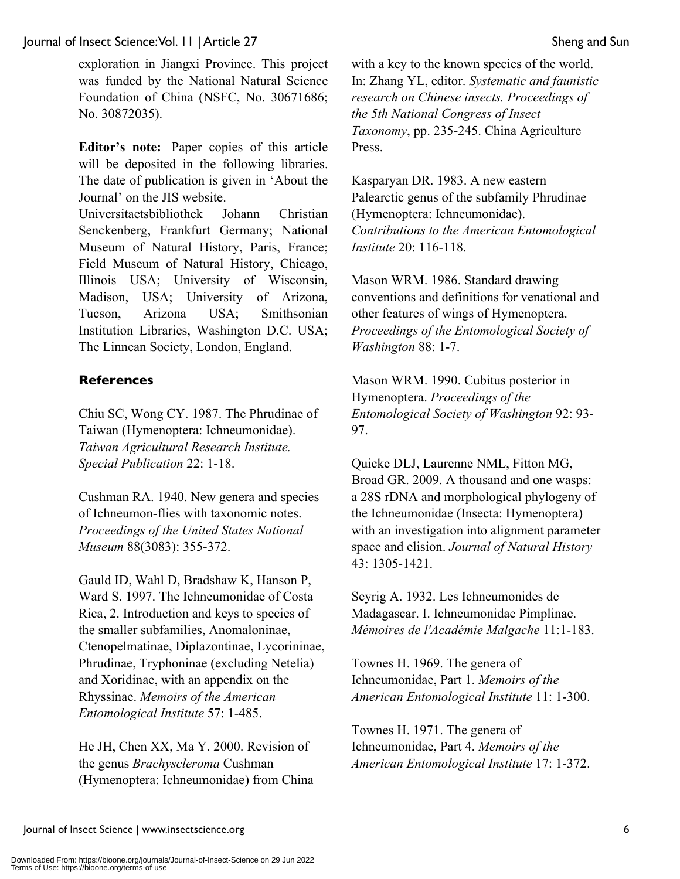exploration in Jiangxi Province. This project was funded by the National Natural Science Foundation of China (NSFC, No. 30671686; No. 30872035).

**Editor's note:** Paper copies of this article will be deposited in the following libraries. The date of publication is given in 'About the Journal' on the JIS website.
Universitaetsbibliothek Johann Christian Senckenberg, Frankfurt Germany; National Museum of Natural History, Paris, France; Field Museum of Natural History, Chicago, Illinois USA; University of Wisconsin, Madison, USA; University of Arizona, Tucson, Arizona USA; Smithsonian Institution Libraries, Washington D.C. USA; The Linnean Society, London, England.

## References

Chiu SC, Wong CY. 1987. The Phrudinae of Taiwan (Hymenoptera: Ichneumonidae). *Taiwan Agricultural Research Institute. Special Publication* 22: 1-18.

Cushman RA. 1940. New genera and species of Ichneumon-flies with taxonomic notes. *Proceedings of the United States National Museum* 88(3083): 355-372.

Gauld ID, Wahl D, Bradshaw K, Hanson P, Ward S. 1997. The Ichneumonidae of Costa Rica, 2. Introduction and keys to species of the smaller subfamilies, Anomaloninae, Ctenopelmatinae, Diplazontinae, Lycorininae, Phrudinae, Tryphoninae (excluding Netelia) and Xoridinae, with an appendix on the Rhyssinae. *Memoirs of the American Entomological Institute* 57: 1-485.

He JH, Chen XX, Ma Y. 2000. Revision of the genus *Brachyscleroma* Cushman (Hymenoptera: Ichneumonidae) from China with a key to the known species of the world. In: Zhang YL, editor. *Systematic and faunistic research on Chinese insects. Proceedings of the 5th National Congress of Insect Taxonomy*, pp. 235-245. China Agriculture Press.

Kasparyan DR. 1983. A new eastern Palearctic genus of the subfamily Phrudinae (Hymenoptera: Ichneumonidae). *Contributions to the American Entomological Institute* 20: 116-118.

Mason WRM. 1986. Standard drawing conventions and definitions for venational and other features of wings of Hymenoptera. *Proceedings of the Entomological Society of Washington* 88: 1-7.

Mason WRM. 1990. Cubitus posterior in Hymenoptera. *Proceedings of the Entomological Society of Washington* 92: 93-97.

Quicke DLJ, Laurenne NML, Fitton MG, Broad GR. 2009. A thousand and one wasps: a 28S rDNA and morphological phylogeny of the Ichneumonidae (Insecta: Hymenoptera) with an investigation into alignment parameter space and elision. *Journal of Natural History* 43: 1305-1421.

Seyrig A. 1932. Les Ichneumonides de Madagascar. I. Ichneumonidae Pimplinae. *Mémoires de l'Académie Malgache* 11:1-183.

Townes H. 1969. The genera of Ichneumonidae, Part 1. *Memoirs of the American Entomological Institute* 11: 1-300.

Townes H. 1971. The genera of Ichneumonidae, Part 4. *Memoirs of the American Entomological Institute* 17: 1-372.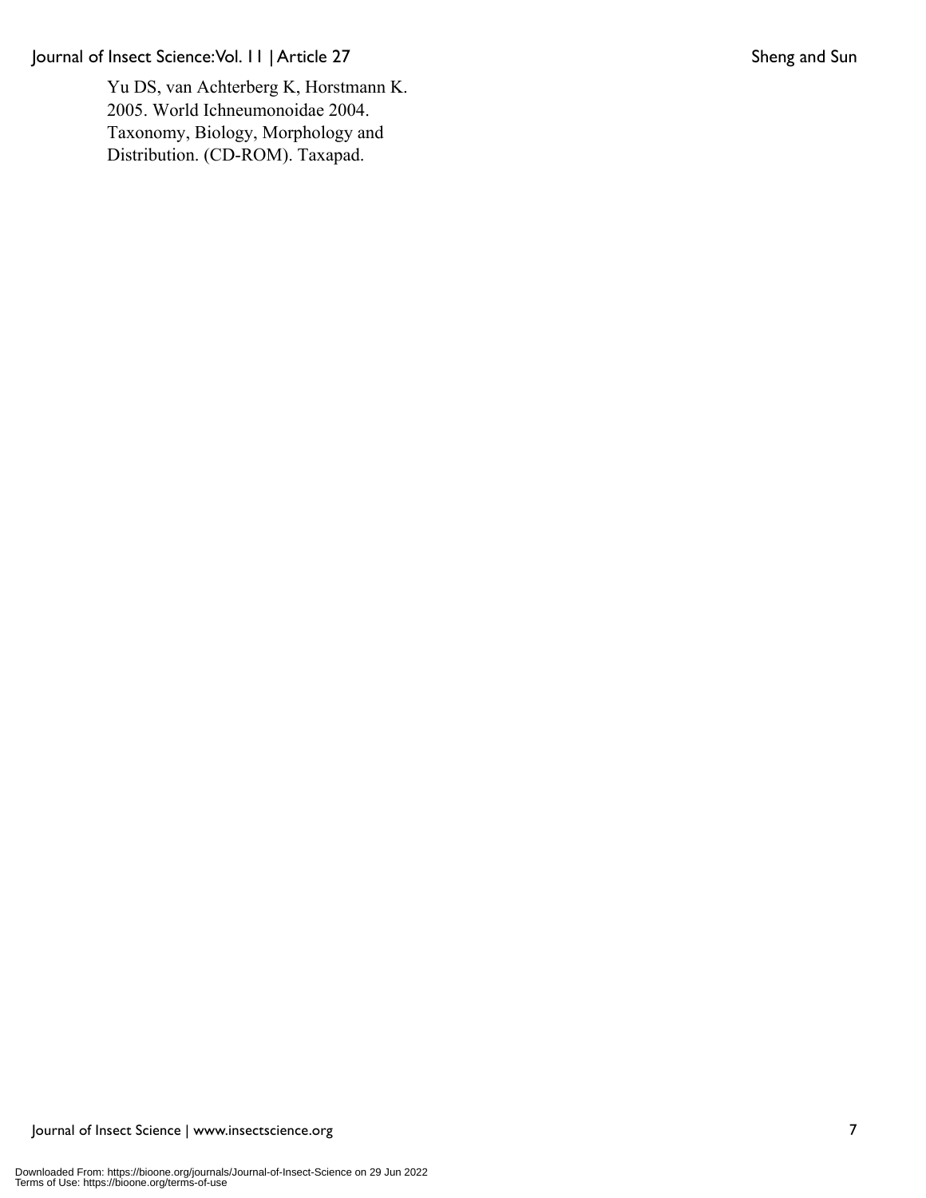Yu DS, van Achterberg K, Horstmann K. 2005. World Ichneumonoidae 2004. Taxonomy, Biology, Morphology and Distribution. (CD-ROM). Taxapad.